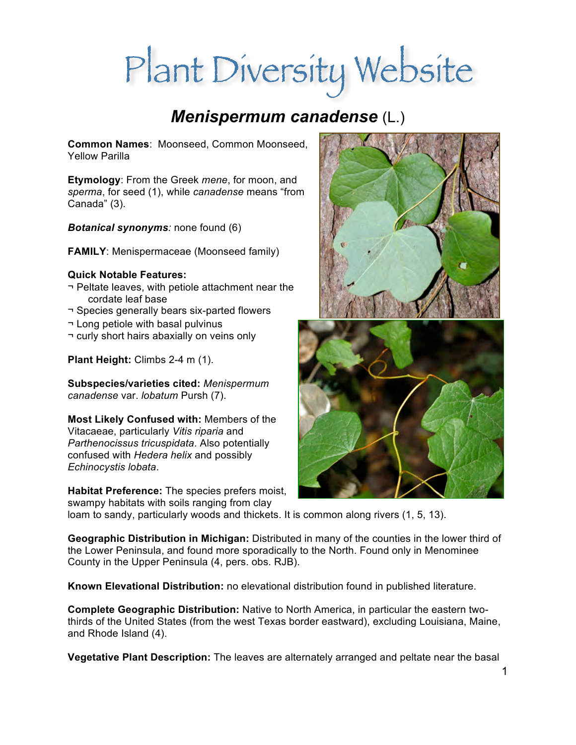# Plant Diversity Website

## *Menispermum canadense* (L.)

**Common Names**: Moonseed, Common Moonseed, Yellow Parilla

**Etymology**: From the Greek *mene*, for moon, and *sperma*, for seed (1), while *canadense* means "from Canada" (3).

***Botanical synonyms**:* none found (6)

**FAMILY**: Menispermaceae (Moonseed family)

**Quick Notable Features:**

- ¬ Peltate leaves, with petiole attachment near the cordate leaf base
- ¬ Species generally bears six-parted flowers
- ¬ Long petiole with basal pulvinus
- ¬ curly short hairs abaxially on veins only

**Plant Height:** Climbs 2-4 m (1).

**Subspecies/varieties cited:** *Menispermum canadense* var. *lobatum* Pursh (7).

**Most Likely Confused with:** Members of the Vitacaeae, particularly *Vitis riparia* and *Parthenocissus tricuspidata*. Also potentially confused with *Hedera helix* and possibly *Echinocystis lobata*.

**Habitat Preference:** The species prefers moist, swampy habitats with soils ranging from clay loam to sandy, particularly woods and thickets. It is common along rivers (1, 5, 13).

**Geographic Distribution in Michigan:** Distributed in many of the counties in the lower third of the Lower Peninsula, and found more sporadically to the North. Found only in Menominee County in the Upper Peninsula (4, pers. obs. RJB).

**Known Elevational Distribution:** no elevational distribution found in published literature.

**Complete Geographic Distribution:** Native to North America, in particular the eastern two-thirds of the United States (from the west Texas border eastward), excluding Louisiana, Maine, and Rhode Island (4).

**Vegetative Plant Description:** The leaves are alternately arranged and peltate near the basal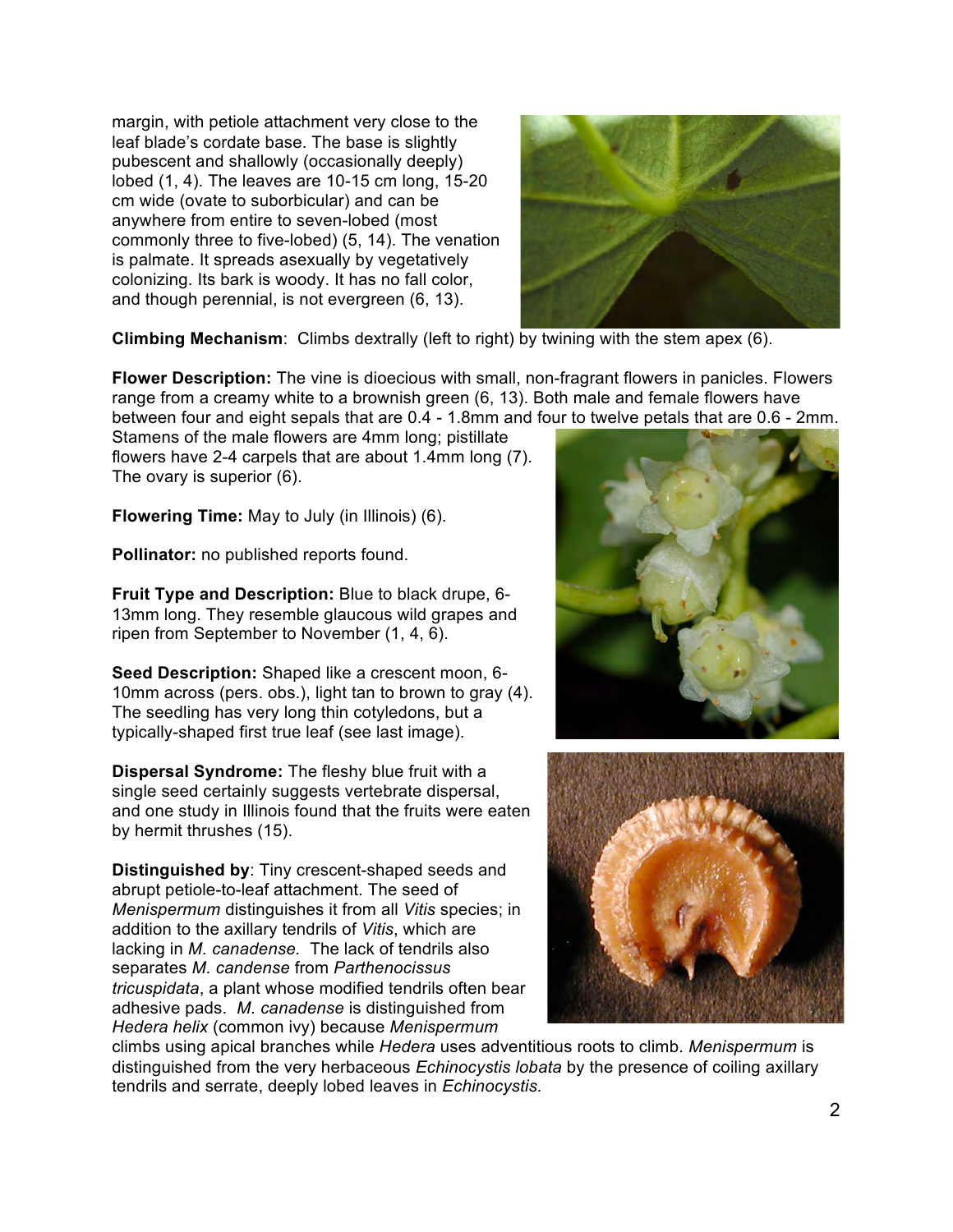margin, with petiole attachment very close to the leaf blade's cordate base. The base is slightly pubescent and shallowly (occasionally deeply) lobed (1, 4). The leaves are 10-15 cm long, 15-20 cm wide (ovate to suborbicular) and can be anywhere from entire to seven-lobed (most commonly three to five-lobed) (5, 14). The venation is palmate. It spreads asexually by vegetatively colonizing. Its bark is woody. It has no fall color, and though perennial, is not evergreen (6, 13).

**Climbing Mechanism**: Climbs dextrally (left to right) by twining with the stem apex (6).

**Flower Description:** The vine is dioecious with small, non-fragrant flowers in panicles. Flowers range from a creamy white to a brownish green (6, 13). Both male and female flowers have between four and eight sepals that are 0.4 - 1.8mm and four to twelve petals that are 0.6 - 2mm. Stamens of the male flowers are 4mm long; pistillate flowers have 2-4 carpels that are about 1.4mm long (7). The ovary is superior (6).

**Flowering Time:** May to July (in Illinois) (6).

**Pollinator:** no published reports found.

**Fruit Type and Description:** Blue to black drupe, 6-13mm long. They resemble glaucous wild grapes and ripen from September to November (1, 4, 6).

**Seed Description:** Shaped like a crescent moon, 6-10mm across (pers. obs.), light tan to brown to gray (4). The seedling has very long thin cotyledons, but a typically-shaped first true leaf (see last image).

**Dispersal Syndrome:** The fleshy blue fruit with a single seed certainly suggests vertebrate dispersal, and one study in Illinois found that the fruits were eaten by hermit thrushes (15).

**Distinguished by**: Tiny crescent-shaped seeds and abrupt petiole-to-leaf attachment. The seed of *Menispermum* distinguishes it from all *Vitis* species; in addition to the axillary tendrils of *Vitis*, which are lacking in *M. canadense.* The lack of tendrils also separates *M. candense* from *Parthenocissus tricuspidata*, a plant whose modified tendrils often bear adhesive pads. *M. canadense* is distinguished from *Hedera helix* (common ivy) because *Menispermum* climbs using apical branches while *Hedera* uses adventitious roots to climb. *Menispermum* is distinguished from the very herbaceous *Echinocystis lobata* by the presence of coiling axillary tendrils and serrate, deeply lobed leaves in *Echinocystis.*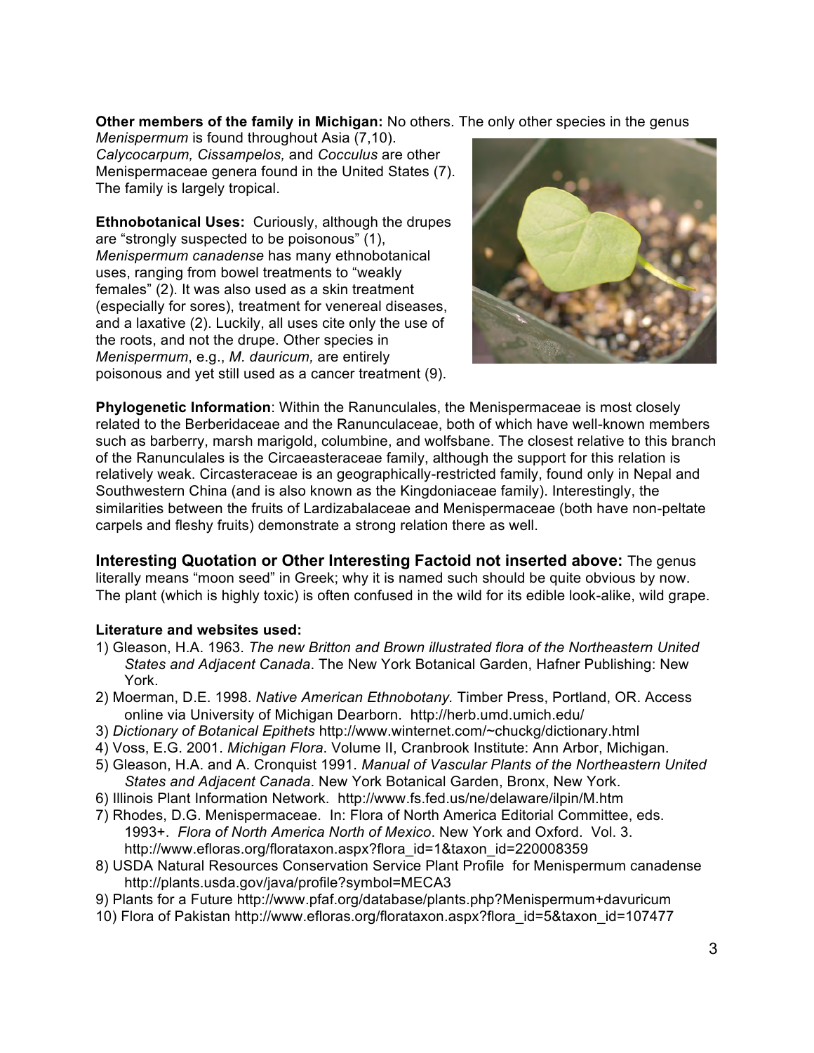**Other members of the family in Michigan:** No others. The only other species in the genus *Menispermum* is found throughout Asia (7,10). *Calycocarpum, Cissampelos,* and *Cocculus* are other Menispermaceae genera found in the United States (7). The family is largely tropical.

**Ethnobotanical Uses:** Curiously, although the drupes are "strongly suspected to be poisonous" (1), *Menispermum canadense* has many ethnobotanical uses, ranging from bowel treatments to "weakly females" (2). It was also used as a skin treatment (especially for sores), treatment for venereal diseases, and a laxative (2). Luckily, all uses cite only the use of the roots, and not the drupe. Other species in *Menispermum*, e.g., *M. dauricum,* are entirely poisonous and yet still used as a cancer treatment (9).

**Phylogenetic Information**: Within the Ranunculales, the Menispermaceae is most closely related to the Berberidaceae and the Ranunculaceae, both of which have well-known members such as barberry, marsh marigold, columbine, and wolfsbane. The closest relative to this branch of the Ranunculales is the Circaeasteraceae family, although the support for this relation is relatively weak. Circasteraceae is an geographically-restricted family, found only in Nepal and Southwestern China (and is also known as the Kingdoniaceae family). Interestingly, the similarities between the fruits of Lardizabalaceae and Menispermaceae (both have non-peltate carpels and fleshy fruits) demonstrate a strong relation there as well.

**Interesting Quotation or Other Interesting Factoid not inserted above:** The genus literally means "moon seed" in Greek; why it is named such should be quite obvious by now. The plant (which is highly toxic) is often confused in the wild for its edible look-alike, wild grape.

**Literature and websites used:**

1) Gleason, H.A. 1963. *The new Britton and Brown illustrated flora of the Northeastern United States and Adjacent Canada*. The New York Botanical Garden, Hafner Publishing: New York.
2) Moerman, D.E. 1998. *Native American Ethnobotany.* Timber Press, Portland, OR. Access online via University of Michigan Dearborn. http://herb.umd.umich.edu/
3) *Dictionary of Botanical Epithets* http://www.winternet.com/~chuckg/dictionary.html
4) Voss, E.G. 2001. *Michigan Flora*. Volume II, Cranbrook Institute: Ann Arbor, Michigan.
5) Gleason, H.A. and A. Cronquist 1991. *Manual of Vascular Plants of the Northeastern United States and Adjacent Canada*. New York Botanical Garden, Bronx, New York.
6) Illinois Plant Information Network. http://www.fs.fed.us/ne/delaware/ilpin/M.htm
7) Rhodes, D.G. Menispermaceae. In: Flora of North America Editorial Committee, eds. 1993+. *Flora of North America North of Mexico*. New York and Oxford. Vol. 3. http://www.efloras.org/florataxon.aspx?flora_id=1&taxon_id=220008359
8) USDA Natural Resources Conservation Service Plant Profile for Menispermum canadense http://plants.usda.gov/java/profile?symbol=MECA3
9) Plants for a Future http://www.pfaf.org/database/plants.php?Menispermum+davuricum
10) Flora of Pakistan http://www.efloras.org/florataxon.aspx?flora_id=5&taxon_id=107477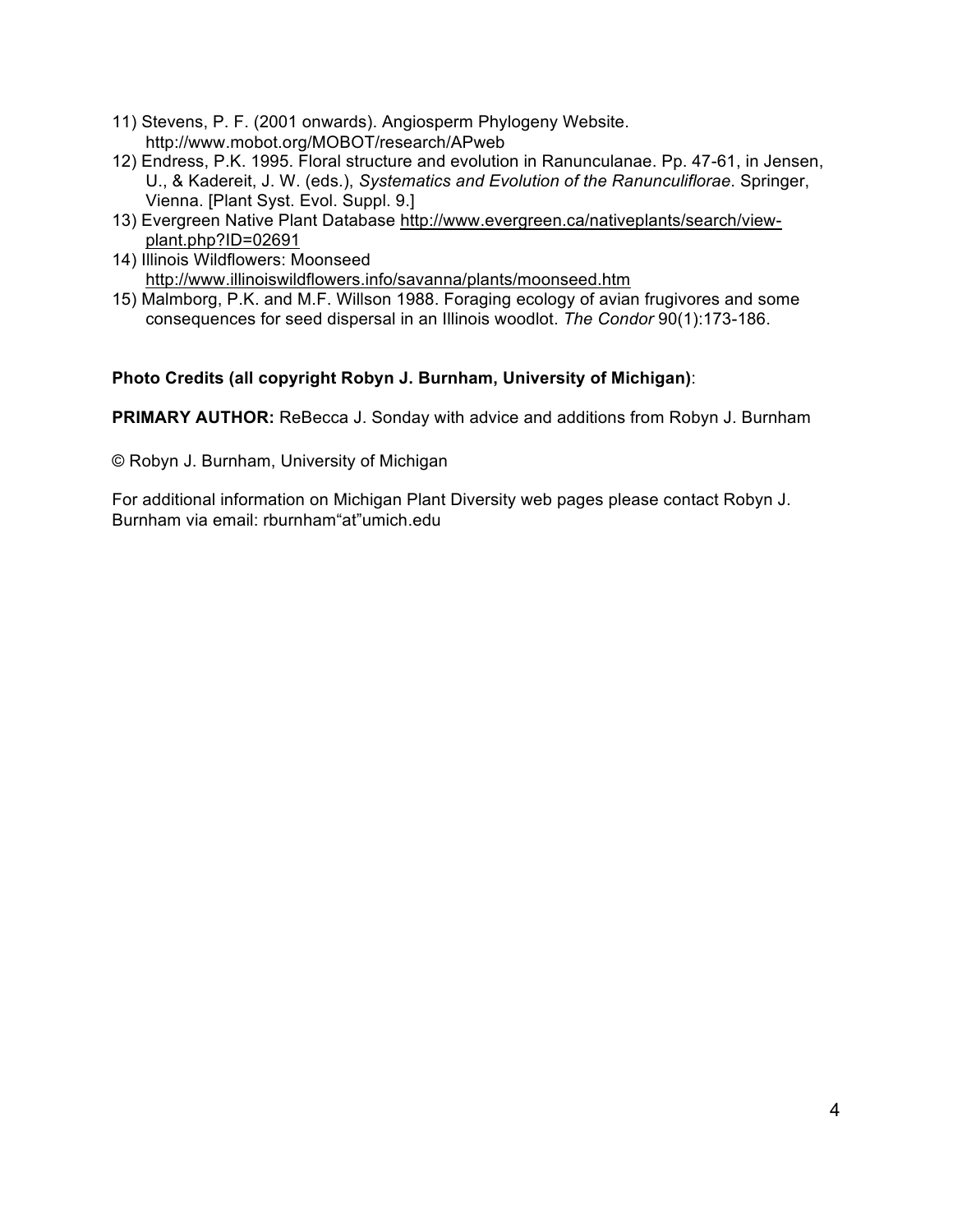11) Stevens, P. F. (2001 onwards). Angiosperm Phylogeny Website. http://www.mobot.org/MOBOT/research/APweb
12) Endress, P.K. 1995. Floral structure and evolution in Ranunculanae. Pp. 47-61, in Jensen, U., & Kadereit, J. W. (eds.), *Systematics and Evolution of the Ranunculiflorae*. Springer, Vienna. [Plant Syst. Evol. Suppl. 9.]
13) Evergreen Native Plant Database http://www.evergreen.ca/nativeplants/search/view-plant.php?ID=02691
14) Illinois Wildflowers: Moonseed http://www.illinoiswildflowers.info/savanna/plants/moonseed.htm
15) Malmborg, P.K. and M.F. Willson 1988. Foraging ecology of avian frugivores and some consequences for seed dispersal in an Illinois woodlot. *The Condor* 90(1):173-186.

**Photo Credits (all copyright Robyn J. Burnham, University of Michigan)**:

**PRIMARY AUTHOR:** ReBecca J. Sonday with advice and additions from Robyn J. Burnham

© Robyn J. Burnham, University of Michigan

For additional information on Michigan Plant Diversity web pages please contact Robyn J. Burnham via email: rburnham“at”umich.edu